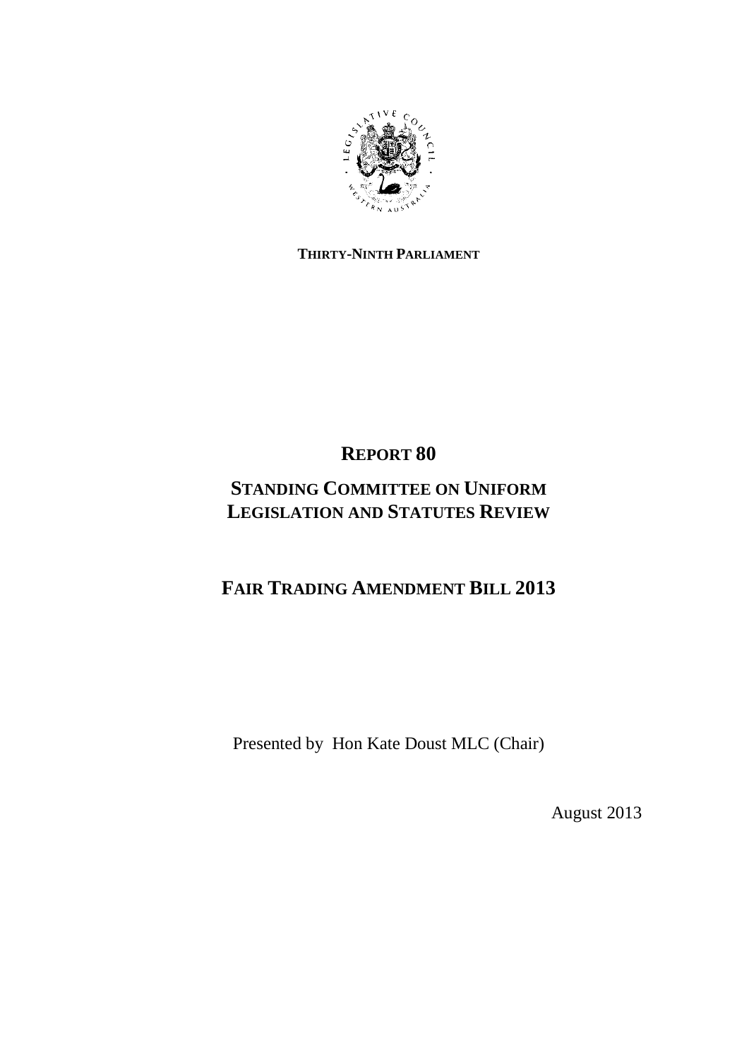**THIRTY-NINTH PARLIAMENT**

# REPORT 80

## STANDING COMMITTEE ON UNIFORM LEGISLATION AND STATUTES REVIEW

# FAIR TRADING AMENDMENT BILL 2013

Presented by Hon Kate Doust MLC (Chair)

August 2013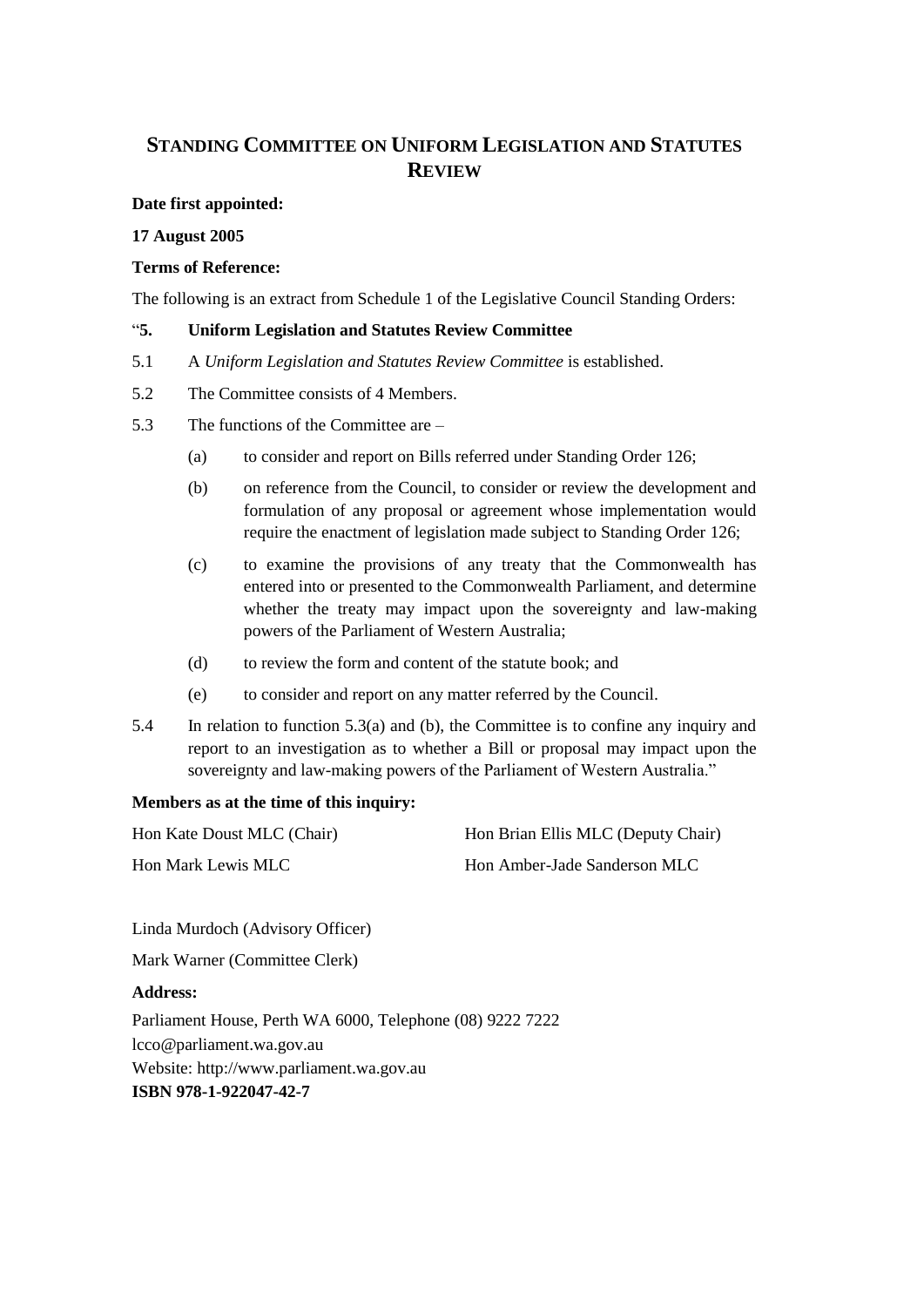# STANDING COMMITTEE ON UNIFORM LEGISLATION AND STATUTES REVIEW

**Date first appointed:**

**17 August 2005**

**Terms of Reference:**

The following is an extract from Schedule 1 of the Legislative Council Standing Orders:

"**5. Uniform Legislation and Statutes Review Committee**

5.1 A *Uniform Legislation and Statutes Review Committee* is established.

5.2 The Committee consists of 4 Members.

5.3 The functions of the Committee are –

(a) to consider and report on Bills referred under Standing Order 126;

(b) on reference from the Council, to consider or review the development and formulation of any proposal or agreement whose implementation would require the enactment of legislation made subject to Standing Order 126;

(c) to examine the provisions of any treaty that the Commonwealth has entered into or presented to the Commonwealth Parliament, and determine whether the treaty may impact upon the sovereignty and law-making powers of the Parliament of Western Australia;

(d) to review the form and content of the statute book; and

(e) to consider and report on any matter referred by the Council.

5.4 In relation to function 5.3(a) and (b), the Committee is to confine any inquiry and report to an investigation as to whether a Bill or proposal may impact upon the sovereignty and law-making powers of the Parliament of Western Australia."

**Members as at the time of this inquiry:**

Hon Kate Doust MLC (Chair)

Hon Brian Ellis MLC (Deputy Chair)

Hon Mark Lewis MLC

Hon Amber-Jade Sanderson MLC

Linda Murdoch (Advisory Officer)

Mark Warner (Committee Clerk)

**Address:**

Parliament House, Perth WA 6000, Telephone (08) 9222 7222
lcco@parliament.wa.gov.au
Website: http://www.parliament.wa.gov.au
**ISBN 978-1-922047-42-7**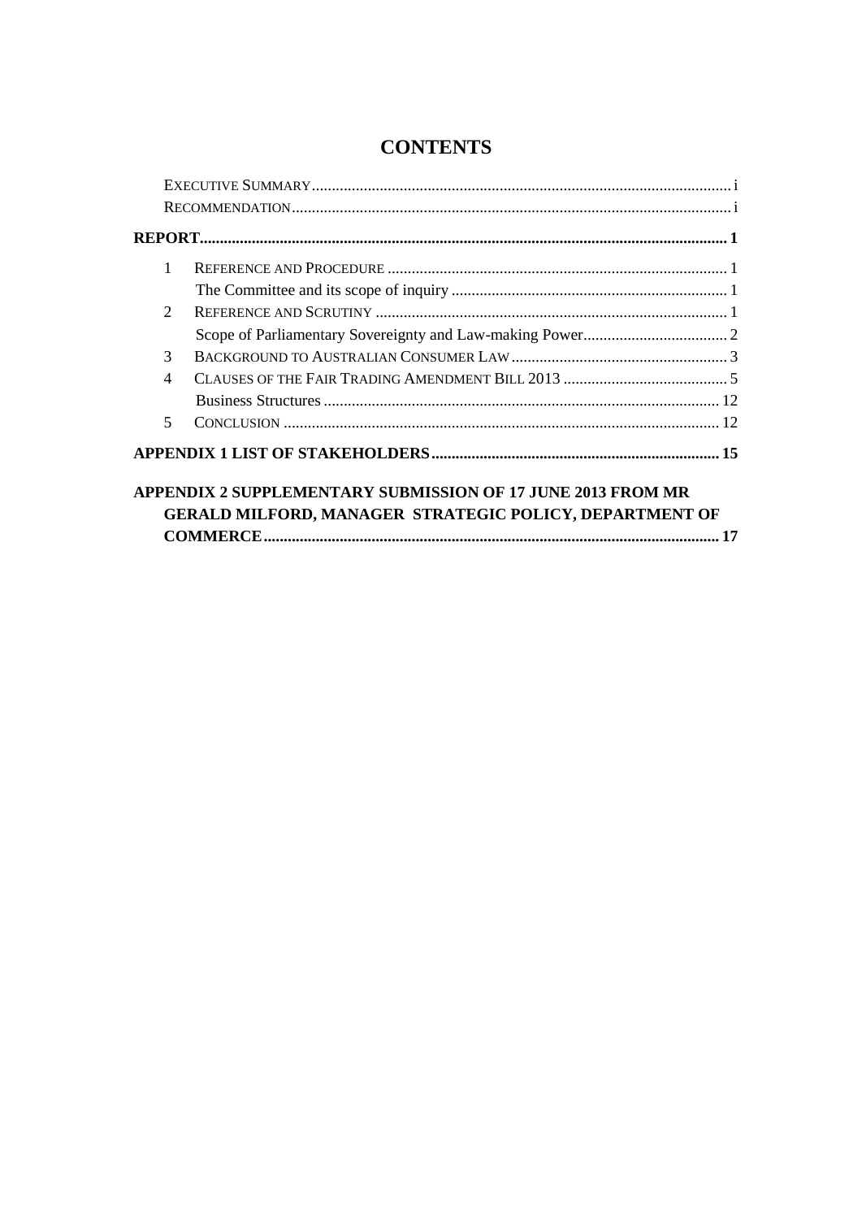# CONTENTS

| | | |
|---|---|---|
| Executive Summary | | i |
| Recommendation | | i |
| **REPORT** | | **1** |
| 1 | Reference and Procedure | 1 |
| | The Committee and its scope of inquiry | 1 |
| 2 | Reference and Scrutiny | 1 |
| | Scope of Parliamentary Sovereignty and Law-making Power | 2 |
| 3 | Background to Australian Consumer Law | 3 |
| 4 | Clauses of the Fair Trading Amendment Bill 2013 | 5 |
| | Business Structures | 12 |
| 5 | Conclusion | 12 |
| **APPENDIX 1 LIST OF STAKEHOLDERS** | | **15** |
| **APPENDIX 2 SUPPLEMENTARY SUBMISSION OF 17 JUNE 2013 FROM MR GERALD MILFORD, MANAGER STRATEGIC POLICY, DEPARTMENT OF COMMERCE** | | **17** |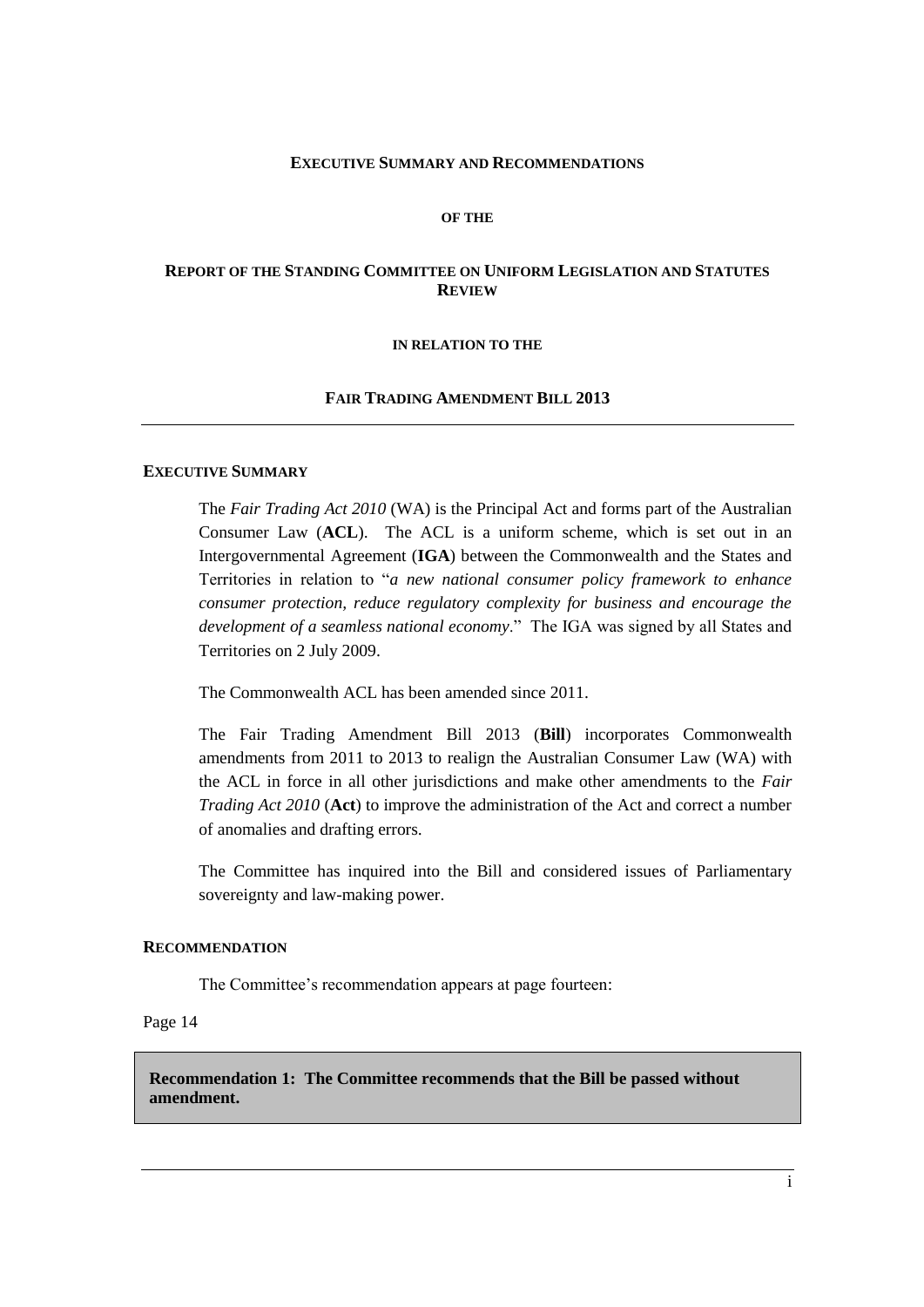# EXECUTIVE SUMMARY AND RECOMMENDATIONS

## OF THE

## REPORT OF THE STANDING COMMITTEE ON UNIFORM LEGISLATION AND STATUTES REVIEW

## IN RELATION TO THE

## FAIR TRADING AMENDMENT BILL 2013

---

### EXECUTIVE SUMMARY

The *Fair Trading Act 2010* (WA) is the Principal Act and forms part of the Australian Consumer Law (**ACL**). The ACL is a uniform scheme, which is set out in an Intergovernmental Agreement (**IGA**) between the Commonwealth and the States and Territories in relation to "*a new national consumer policy framework to enhance consumer protection, reduce regulatory complexity for business and encourage the development of a seamless national economy*." The IGA was signed by all States and Territories on 2 July 2009.

The Commonwealth ACL has been amended since 2011.

The Fair Trading Amendment Bill 2013 (**Bill**) incorporates Commonwealth amendments from 2011 to 2013 to realign the Australian Consumer Law (WA) with the ACL in force in all other jurisdictions and make other amendments to the *Fair Trading Act 2010* (**Act**) to improve the administration of the Act and correct a number of anomalies and drafting errors.

The Committee has inquired into the Bill and considered issues of Parliamentary sovereignty and law-making power.

### RECOMMENDATION

The Committee's recommendation appears at page fourteen:

Page 14

**Recommendation 1: The Committee recommends that the Bill be passed without amendment.**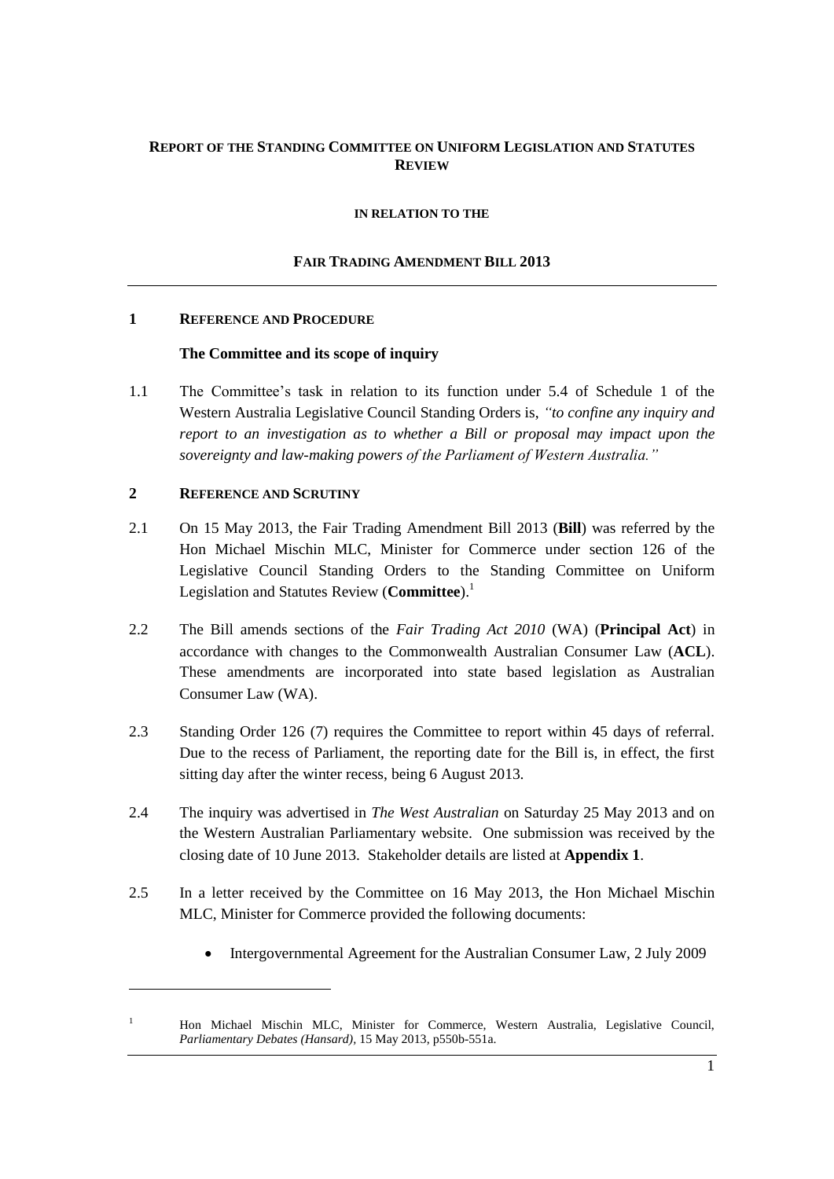**REPORT OF THE STANDING COMMITTEE ON UNIFORM LEGISLATION AND STATUTES REVIEW**

**IN RELATION TO THE**

**FAIR TRADING AMENDMENT BILL 2013**

## 1 REFERENCE AND PROCEDURE

### The Committee and its scope of inquiry

1.1 The Committee's task in relation to its function under 5.4 of Schedule 1 of the Western Australia Legislative Council Standing Orders is, *"to confine any inquiry and report to an investigation as to whether a Bill or proposal may impact upon the sovereignty and law-making powers of the Parliament of Western Australia."*

## 2 REFERENCE AND SCRUTINY

2.1 On 15 May 2013, the Fair Trading Amendment Bill 2013 (**Bill**) was referred by the Hon Michael Mischin MLC, Minister for Commerce under section 126 of the Legislative Council Standing Orders to the Standing Committee on Uniform Legislation and Statutes Review (**Committee**).[1]

2.2 The Bill amends sections of the *Fair Trading Act 2010* (WA) (**Principal Act**) in accordance with changes to the Commonwealth Australian Consumer Law (**ACL**). These amendments are incorporated into state based legislation as Australian Consumer Law (WA).

2.3 Standing Order 126 (7) requires the Committee to report within 45 days of referral. Due to the recess of Parliament, the reporting date for the Bill is, in effect, the first sitting day after the winter recess, being 6 August 2013.

2.4 The inquiry was advertised in *The West Australian* on Saturday 25 May 2013 and on the Western Australian Parliamentary website. One submission was received by the closing date of 10 June 2013. Stakeholder details are listed at **Appendix 1**.

2.5 In a letter received by the Committee on 16 May 2013, the Hon Michael Mischin MLC, Minister for Commerce provided the following documents:

- Intergovernmental Agreement for the Australian Consumer Law, 2 July 2009

---

[1] Hon Michael Mischin MLC, Minister for Commerce, Western Australia, Legislative Council, *Parliamentary Debates (Hansard)*, 15 May 2013, p550b-551a.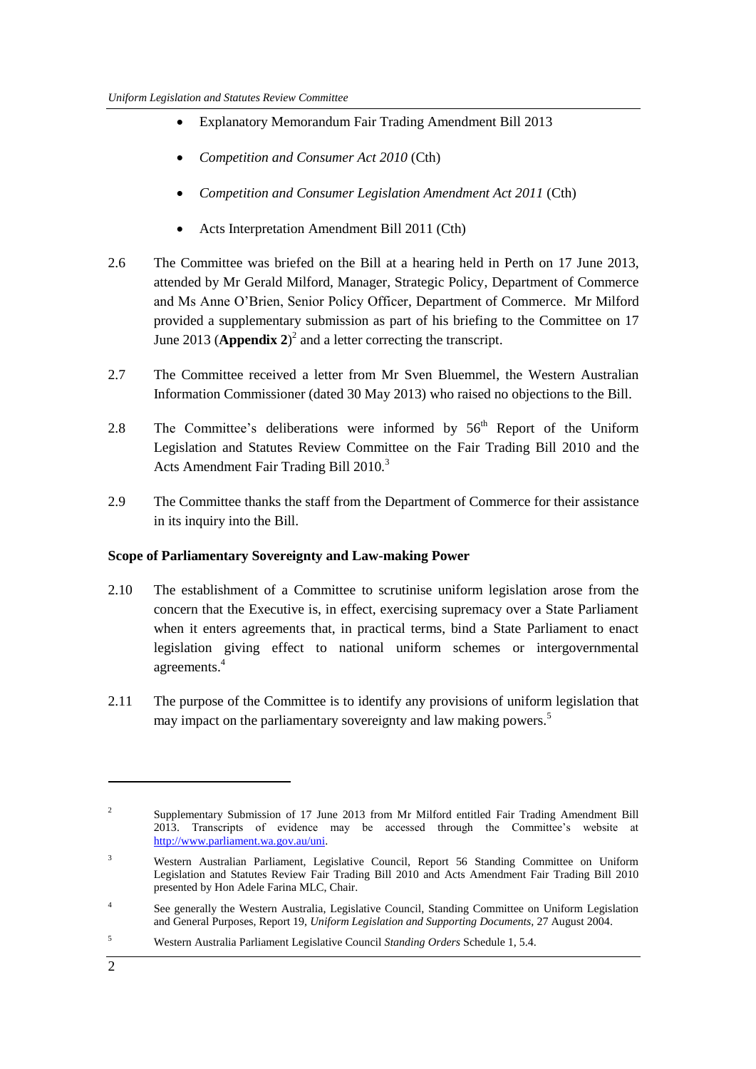- Explanatory Memorandum Fair Trading Amendment Bill 2013
- *Competition and Consumer Act 2010* (Cth)
- *Competition and Consumer Legislation Amendment Act 2011* (Cth)
- Acts Interpretation Amendment Bill 2011 (Cth)

2.6 The Committee was briefed on the Bill at a hearing held in Perth on 17 June 2013, attended by Mr Gerald Milford, Manager, Strategic Policy, Department of Commerce and Ms Anne O'Brien, Senior Policy Officer, Department of Commerce. Mr Milford provided a supplementary submission as part of his briefing to the Committee on 17 June 2013 (**Appendix 2**)[2] and a letter correcting the transcript.

2.7 The Committee received a letter from Mr Sven Bluemmel, the Western Australian Information Commissioner (dated 30 May 2013) who raised no objections to the Bill.

2.8 The Committee's deliberations were informed by 56th Report of the Uniform Legislation and Statutes Review Committee on the Fair Trading Bill 2010 and the Acts Amendment Fair Trading Bill 2010.[3]

2.9 The Committee thanks the staff from the Department of Commerce for their assistance in its inquiry into the Bill.

**Scope of Parliamentary Sovereignty and Law-making Power**

2.10 The establishment of a Committee to scrutinise uniform legislation arose from the concern that the Executive is, in effect, exercising supremacy over a State Parliament when it enters agreements that, in practical terms, bind a State Parliament to enact legislation giving effect to national uniform schemes or intergovernmental agreements.[4]

2.11 The purpose of the Committee is to identify any provisions of uniform legislation that may impact on the parliamentary sovereignty and law making powers.[5]

---

[2] Supplementary Submission of 17 June 2013 from Mr Milford entitled Fair Trading Amendment Bill 2013. Transcripts of evidence may be accessed through the Committee's website at http://www.parliament.wa.gov.au/uni.

[3] Western Australian Parliament, Legislative Council, Report 56 Standing Committee on Uniform Legislation and Statutes Review Fair Trading Bill 2010 and Acts Amendment Fair Trading Bill 2010 presented by Hon Adele Farina MLC, Chair.

[4] See generally the Western Australia, Legislative Council, Standing Committee on Uniform Legislation and General Purposes, Report 19, *Uniform Legislation and Supporting Documents,* 27 August 2004.

[5] Western Australia Parliament Legislative Council *Standing Orders* Schedule 1, 5.4.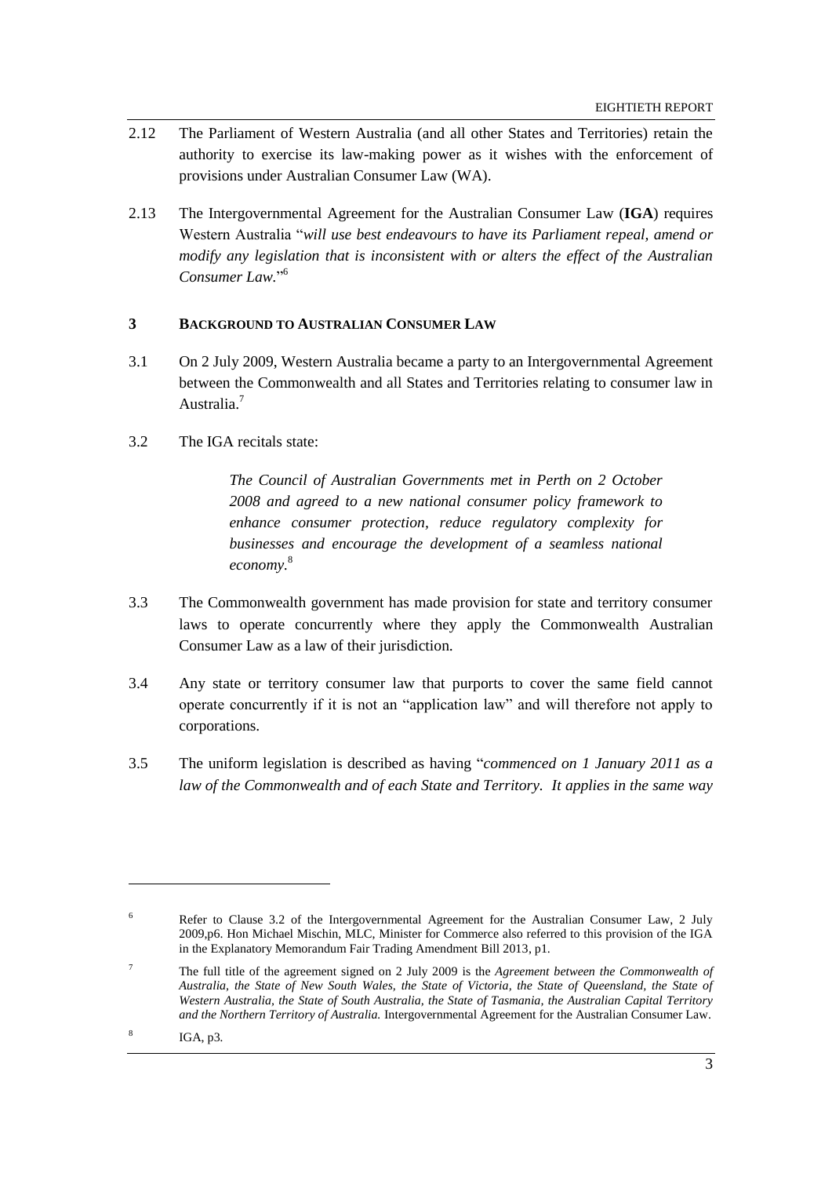2.12 The Parliament of Western Australia (and all other States and Territories) retain the authority to exercise its law-making power as it wishes with the enforcement of provisions under Australian Consumer Law (WA).

2.13 The Intergovernmental Agreement for the Australian Consumer Law (**IGA**) requires Western Australia "*will use best endeavours to have its Parliament repeal, amend or modify any legislation that is inconsistent with or alters the effect of the Australian Consumer Law.*"[6]

### 3 BACKGROUND TO AUSTRALIAN CONSUMER LAW

3.1 On 2 July 2009, Western Australia became a party to an Intergovernmental Agreement between the Commonwealth and all States and Territories relating to consumer law in Australia.[7]

3.2 The IGA recitals state:

> *The Council of Australian Governments met in Perth on 2 October 2008 and agreed to a new national consumer policy framework to enhance consumer protection, reduce regulatory complexity for businesses and encourage the development of a seamless national economy.*[8]

3.3 The Commonwealth government has made provision for state and territory consumer laws to operate concurrently where they apply the Commonwealth Australian Consumer Law as a law of their jurisdiction.

3.4 Any state or territory consumer law that purports to cover the same field cannot operate concurrently if it is not an "application law" and will therefore not apply to corporations.

3.5 The uniform legislation is described as having "*commenced on 1 January 2011 as a law of the Commonwealth and of each State and Territory. It applies in the same way*

---

[6] Refer to Clause 3.2 of the Intergovernmental Agreement for the Australian Consumer Law, 2 July 2009,p6. Hon Michael Mischin, MLC, Minister for Commerce also referred to this provision of the IGA in the Explanatory Memorandum Fair Trading Amendment Bill 2013, p1.

[7] The full title of the agreement signed on 2 July 2009 is the *Agreement between the Commonwealth of Australia, the State of New South Wales, the State of Victoria, the State of Queensland, the State of Western Australia, the State of South Australia, the State of Tasmania, the Australian Capital Territory and the Northern Territory of Australia.* Intergovernmental Agreement for the Australian Consumer Law.

[8] IGA, p3.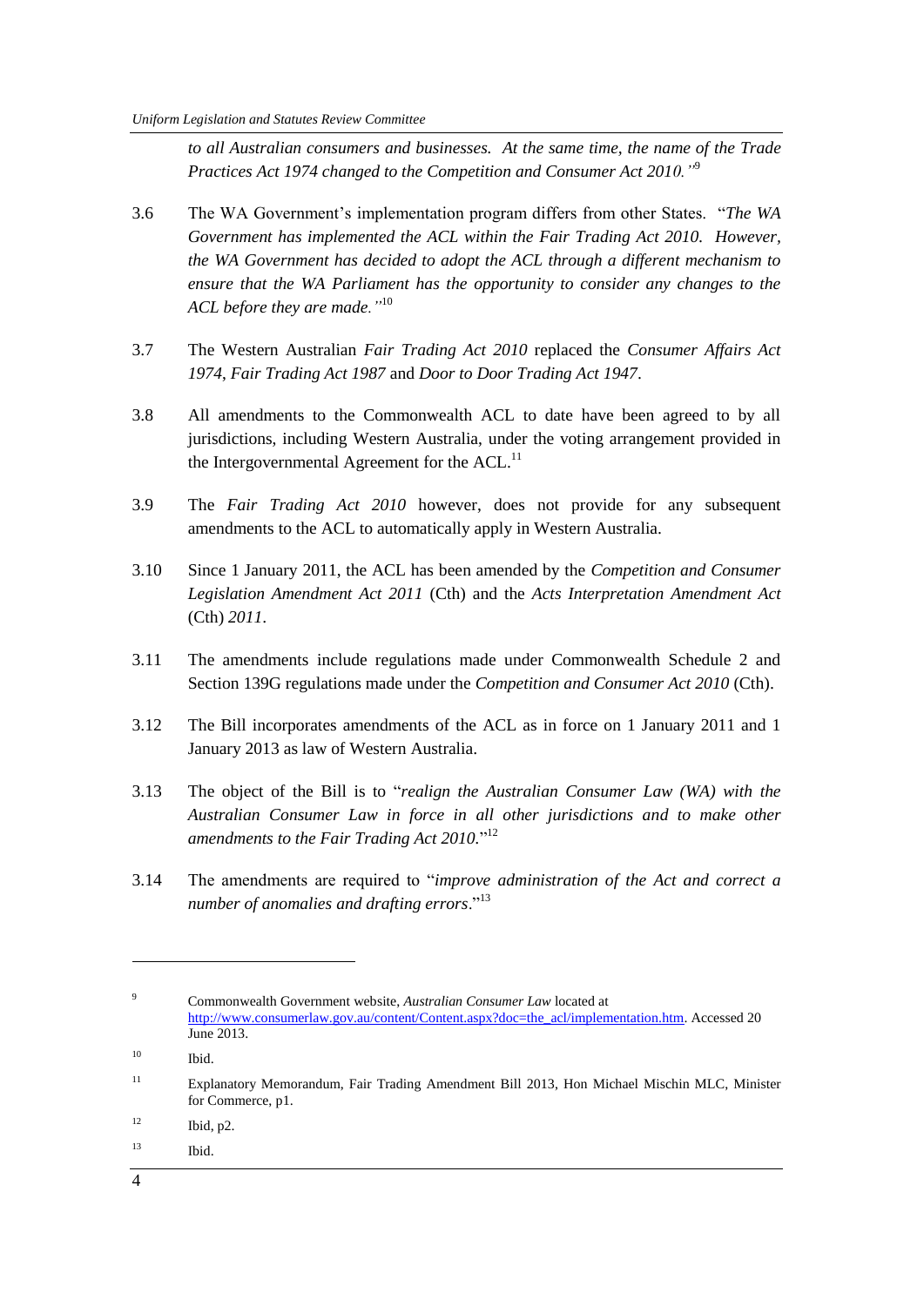*to all Australian consumers and businesses. At the same time, the name of the Trade Practices Act 1974 changed to the Competition and Consumer Act 2010."*[9]

3.6 The WA Government's implementation program differs from other States. "*The WA Government has implemented the ACL within the Fair Trading Act 2010. However, the WA Government has decided to adopt the ACL through a different mechanism to ensure that the WA Parliament has the opportunity to consider any changes to the ACL before they are made."*[10]

3.7 The Western Australian *Fair Trading Act 2010* replaced the *Consumer Affairs Act 1974*, *Fair Trading Act 1987* and *Door to Door Trading Act 1947*.

3.8 All amendments to the Commonwealth ACL to date have been agreed to by all jurisdictions, including Western Australia, under the voting arrangement provided in the Intergovernmental Agreement for the ACL.[11]

3.9 The *Fair Trading Act 2010* however, does not provide for any subsequent amendments to the ACL to automatically apply in Western Australia.

3.10 Since 1 January 2011, the ACL has been amended by the *Competition and Consumer Legislation Amendment Act 2011* (Cth) and the *Acts Interpretation Amendment Act* (Cth) *2011*.

3.11 The amendments include regulations made under Commonwealth Schedule 2 and Section 139G regulations made under the *Competition and Consumer Act 2010* (Cth).

3.12 The Bill incorporates amendments of the ACL as in force on 1 January 2011 and 1 January 2013 as law of Western Australia.

3.13 The object of the Bill is to "*realign the Australian Consumer Law (WA) with the Australian Consumer Law in force in all other jurisdictions and to make other amendments to the Fair Trading Act 2010.*"[12]

3.14 The amendments are required to "*improve administration of the Act and correct a number of anomalies and drafting errors*."[13]

---

[9] Commonwealth Government website, *Australian Consumer Law* located at http://www.consumerlaw.gov.au/content/Content.aspx?doc=the_acl/implementation.htm. Accessed 20 June 2013.

[10] Ibid.

[11] Explanatory Memorandum, Fair Trading Amendment Bill 2013, Hon Michael Mischin MLC, Minister for Commerce, p1.

[12] Ibid, p2.

[13] Ibid.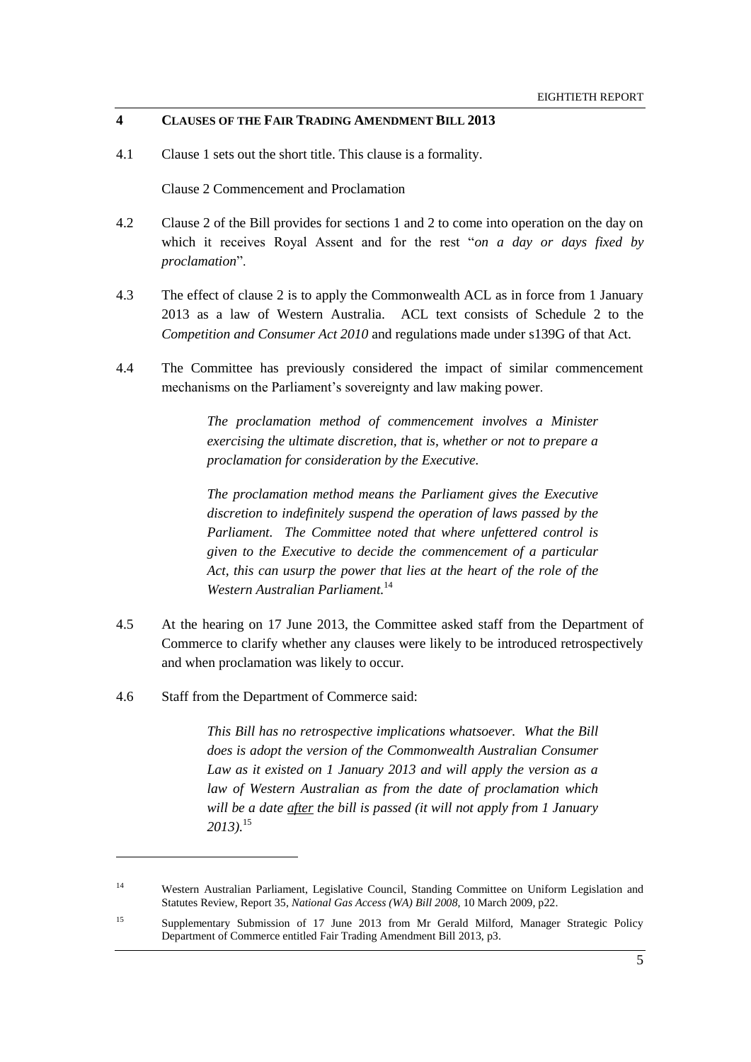## 4 CLAUSES OF THE FAIR TRADING AMENDMENT BILL 2013

4.1 Clause 1 sets out the short title. This clause is a formality.

Clause 2 Commencement and Proclamation

4.2 Clause 2 of the Bill provides for sections 1 and 2 to come into operation on the day on which it receives Royal Assent and for the rest "*on a day or days fixed by proclamation*".

4.3 The effect of clause 2 is to apply the Commonwealth ACL as in force from 1 January 2013 as a law of Western Australia. ACL text consists of Schedule 2 to the *Competition and Consumer Act 2010* and regulations made under s139G of that Act.

4.4 The Committee has previously considered the impact of similar commencement mechanisms on the Parliament's sovereignty and law making power.

> *The proclamation method of commencement involves a Minister exercising the ultimate discretion, that is, whether or not to prepare a proclamation for consideration by the Executive.*
>
> *The proclamation method means the Parliament gives the Executive discretion to indefinitely suspend the operation of laws passed by the Parliament. The Committee noted that where unfettered control is given to the Executive to decide the commencement of a particular Act, this can usurp the power that lies at the heart of the role of the Western Australian Parliament.*[14]

4.5 At the hearing on 17 June 2013, the Committee asked staff from the Department of Commerce to clarify whether any clauses were likely to be introduced retrospectively and when proclamation was likely to occur.

4.6 Staff from the Department of Commerce said:

> *This Bill has no retrospective implications whatsoever. What the Bill does is adopt the version of the Commonwealth Australian Consumer Law as it existed on 1 January 2013 and will apply the version as a law of Western Australian as from the date of proclamation which will be a date <u>after</u> the bill is passed (it will not apply from 1 January 2013).*[15]

---

[14] Western Australian Parliament, Legislative Council, Standing Committee on Uniform Legislation and Statutes Review, Report 35, *National Gas Access (WA) Bill 2008*, 10 March 2009, p22.

[15] Supplementary Submission of 17 June 2013 from Mr Gerald Milford, Manager Strategic Policy Department of Commerce entitled Fair Trading Amendment Bill 2013, p3.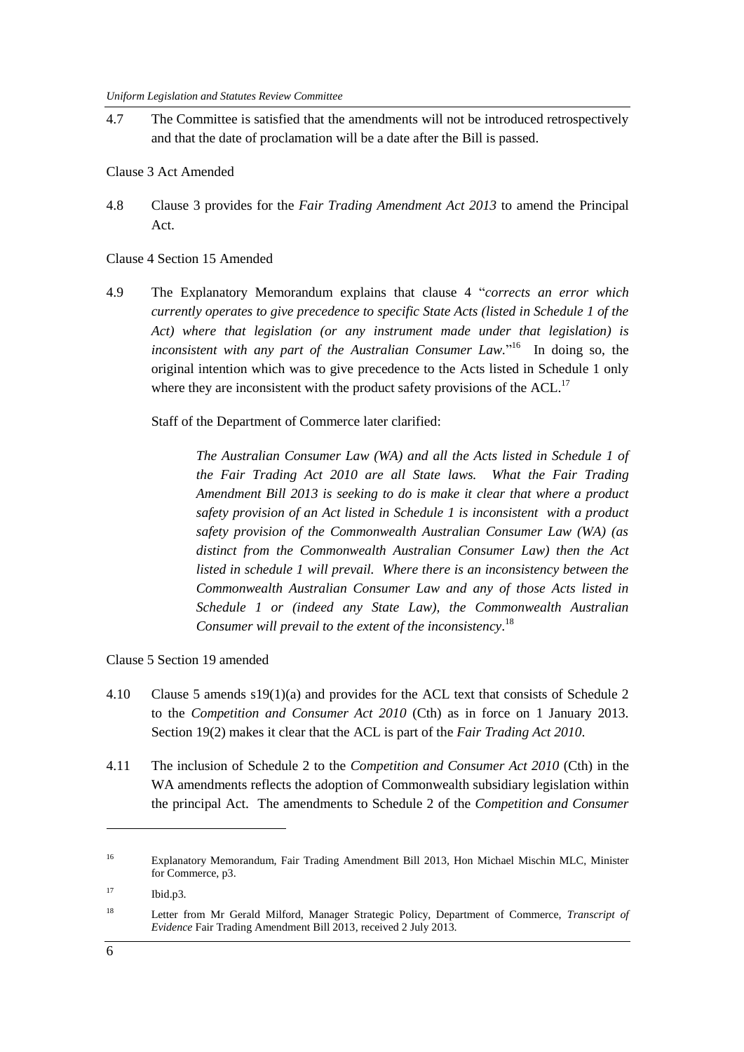4.7 The Committee is satisfied that the amendments will not be introduced retrospectively and that the date of proclamation will be a date after the Bill is passed.

Clause 3 Act Amended

4.8 Clause 3 provides for the *Fair Trading Amendment Act 2013* to amend the Principal Act.

Clause 4 Section 15 Amended

4.9 The Explanatory Memorandum explains that clause 4 "*corrects an error which currently operates to give precedence to specific State Acts (listed in Schedule 1 of the Act) where that legislation (or any instrument made under that legislation) is inconsistent with any part of the Australian Consumer Law.*"[16] In doing so, the original intention which was to give precedence to the Acts listed in Schedule 1 only where they are inconsistent with the product safety provisions of the ACL.[17]

Staff of the Department of Commerce later clarified:

> *The Australian Consumer Law (WA) and all the Acts listed in Schedule 1 of the Fair Trading Act 2010 are all State laws. What the Fair Trading Amendment Bill 2013 is seeking to do is make it clear that where a product safety provision of an Act listed in Schedule 1 is inconsistent with a product safety provision of the Commonwealth Australian Consumer Law (WA) (as distinct from the Commonwealth Australian Consumer Law) then the Act listed in schedule 1 will prevail. Where there is an inconsistency between the Commonwealth Australian Consumer Law and any of those Acts listed in Schedule 1 or (indeed any State Law), the Commonwealth Australian Consumer will prevail to the extent of the inconsistency*.[18]

Clause 5 Section 19 amended

4.10 Clause 5 amends s19(1)(a) and provides for the ACL text that consists of Schedule 2 to the *Competition and Consumer Act 2010* (Cth) as in force on 1 January 2013. Section 19(2) makes it clear that the ACL is part of the *Fair Trading Act 2010*.

4.11 The inclusion of Schedule 2 to the *Competition and Consumer Act 2010* (Cth) in the WA amendments reflects the adoption of Commonwealth subsidiary legislation within the principal Act. The amendments to Schedule 2 of the *Competition and Consumer*

---

[16] Explanatory Memorandum, Fair Trading Amendment Bill 2013, Hon Michael Mischin MLC, Minister for Commerce, p3.

[17] Ibid.p3.

[18] Letter from Mr Gerald Milford, Manager Strategic Policy, Department of Commerce, *Transcript of Evidence* Fair Trading Amendment Bill 2013, received 2 July 2013.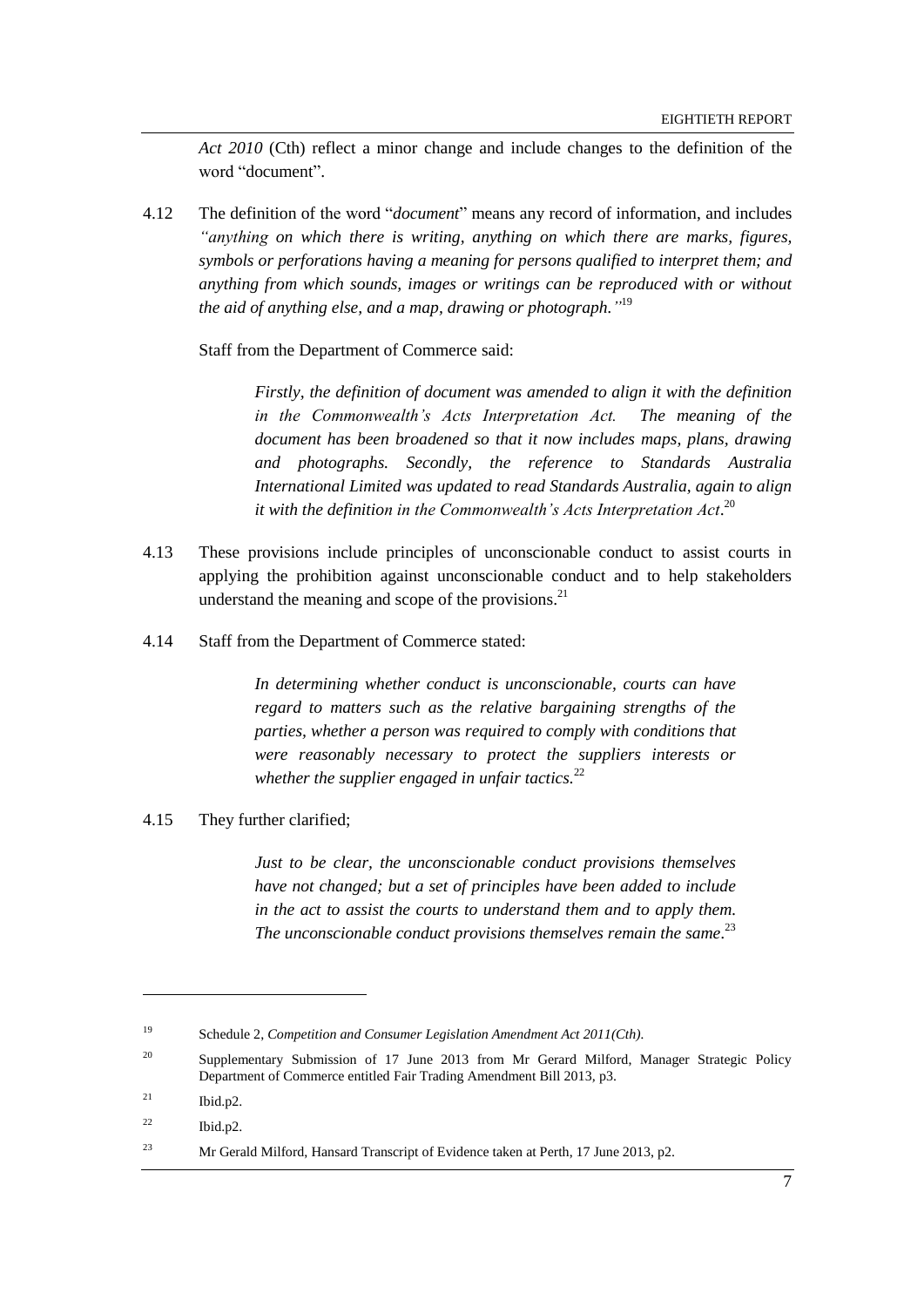*Act 2010* (Cth) reflect a minor change and include changes to the definition of the word "document".

4.12 The definition of the word "*document*" means any record of information, and includes *"anything on which there is writing, anything on which there are marks, figures, symbols or perforations having a meaning for persons qualified to interpret them; and anything from which sounds, images or writings can be reproduced with or without the aid of anything else, and a map, drawing or photograph."*[19]

Staff from the Department of Commerce said:

> *Firstly, the definition of document was amended to align it with the definition in the Commonwealth's Acts Interpretation Act. The meaning of the document has been broadened so that it now includes maps, plans, drawing and photographs. Secondly, the reference to Standards Australia International Limited was updated to read Standards Australia, again to align it with the definition in the Commonwealth's Acts Interpretation Act*.[20]

4.13 These provisions include principles of unconscionable conduct to assist courts in applying the prohibition against unconscionable conduct and to help stakeholders understand the meaning and scope of the provisions.[21]

4.14 Staff from the Department of Commerce stated:

> *In determining whether conduct is unconscionable, courts can have regard to matters such as the relative bargaining strengths of the parties, whether a person was required to comply with conditions that were reasonably necessary to protect the suppliers interests or whether the supplier engaged in unfair tactics.*[22]

4.15 They further clarified;

> *Just to be clear, the unconscionable conduct provisions themselves have not changed; but a set of principles have been added to include in the act to assist the courts to understand them and to apply them. The unconscionable conduct provisions themselves remain the same.*[23]

---

[19] Schedule 2, *Competition and Consumer Legislation Amendment Act 2011(Cth).*

[20] Supplementary Submission of 17 June 2013 from Mr Gerard Milford, Manager Strategic Policy Department of Commerce entitled Fair Trading Amendment Bill 2013, p3.

[21] Ibid.p2.

[22] Ibid.p2.

[23] Mr Gerald Milford, Hansard Transcript of Evidence taken at Perth, 17 June 2013, p2.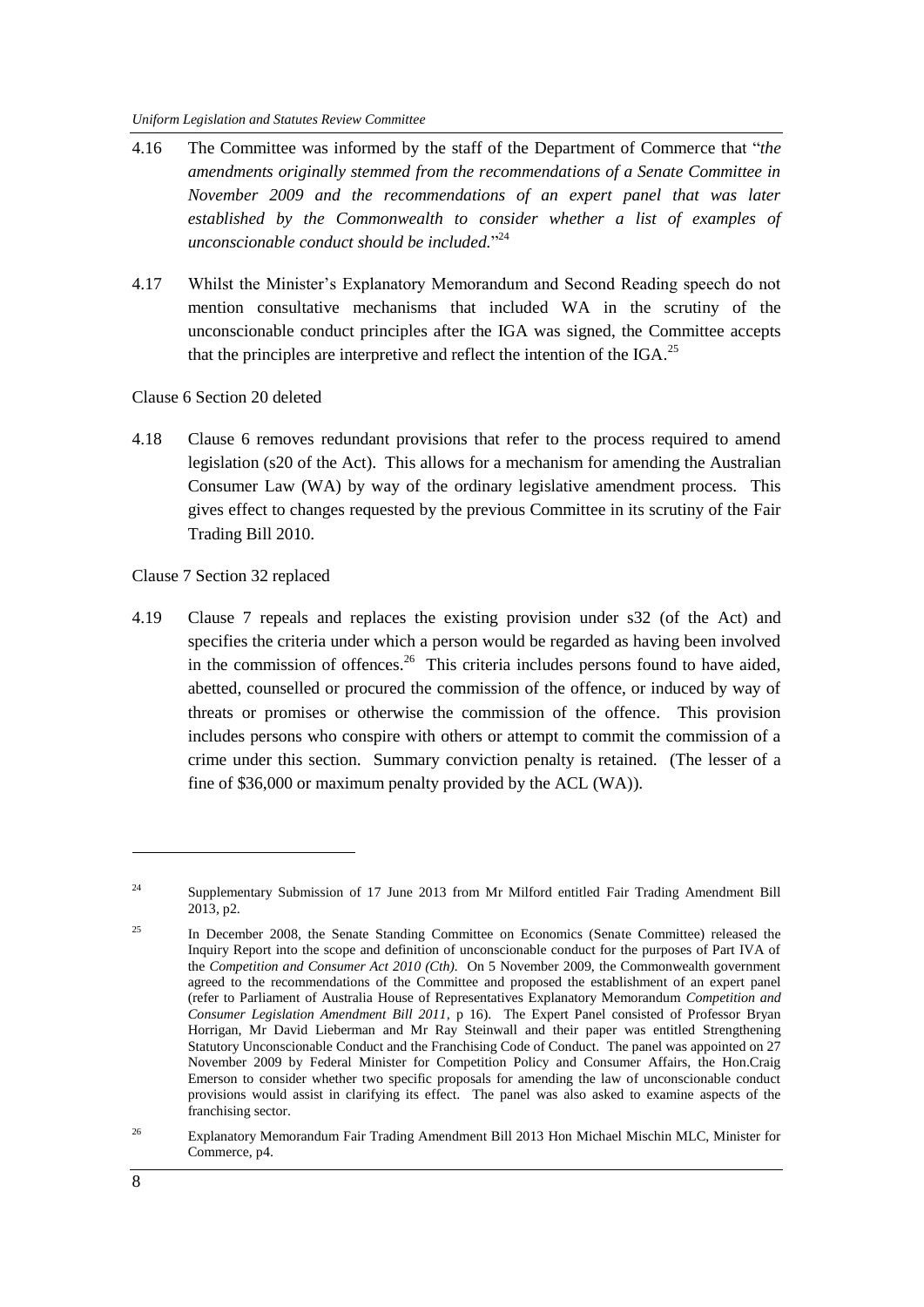4.16 The Committee was informed by the staff of the Department of Commerce that "*the amendments originally stemmed from the recommendations of a Senate Committee in November 2009 and the recommendations of an expert panel that was later established by the Commonwealth to consider whether a list of examples of unconscionable conduct should be included.*"[24]

4.17 Whilst the Minister's Explanatory Memorandum and Second Reading speech do not mention consultative mechanisms that included WA in the scrutiny of the unconscionable conduct principles after the IGA was signed, the Committee accepts that the principles are interpretive and reflect the intention of the IGA.[25]

Clause 6 Section 20 deleted

4.18 Clause 6 removes redundant provisions that refer to the process required to amend legislation (s20 of the Act). This allows for a mechanism for amending the Australian Consumer Law (WA) by way of the ordinary legislative amendment process. This gives effect to changes requested by the previous Committee in its scrutiny of the Fair Trading Bill 2010.

Clause 7 Section 32 replaced

4.19 Clause 7 repeals and replaces the existing provision under s32 (of the Act) and specifies the criteria under which a person would be regarded as having been involved in the commission of offences.[26] This criteria includes persons found to have aided, abetted, counselled or procured the commission of the offence, or induced by way of threats or promises or otherwise the commission of the offence. This provision includes persons who conspire with others or attempt to commit the commission of a crime under this section. Summary conviction penalty is retained. (The lesser of a fine of $36,000 or maximum penalty provided by the ACL (WA)).

---

[24] Supplementary Submission of 17 June 2013 from Mr Milford entitled Fair Trading Amendment Bill 2013, p2.

[25] In December 2008, the Senate Standing Committee on Economics (Senate Committee) released the Inquiry Report into the scope and definition of unconscionable conduct for the purposes of Part IVA of the *Competition and Consumer Act 2010 (Cth).* On 5 November 2009, the Commonwealth government agreed to the recommendations of the Committee and proposed the establishment of an expert panel (refer to Parliament of Australia House of Representatives Explanatory Memorandum *Competition and Consumer Legislation Amendment Bill 2011*, p 16). The Expert Panel consisted of Professor Bryan Horrigan, Mr David Lieberman and Mr Ray Steinwall and their paper was entitled Strengthening Statutory Unconscionable Conduct and the Franchising Code of Conduct. The panel was appointed on 27 November 2009 by Federal Minister for Competition Policy and Consumer Affairs, the Hon.Craig Emerson to consider whether two specific proposals for amending the law of unconscionable conduct provisions would assist in clarifying its effect. The panel was also asked to examine aspects of the franchising sector.

[26] Explanatory Memorandum Fair Trading Amendment Bill 2013 Hon Michael Mischin MLC, Minister for Commerce, p4.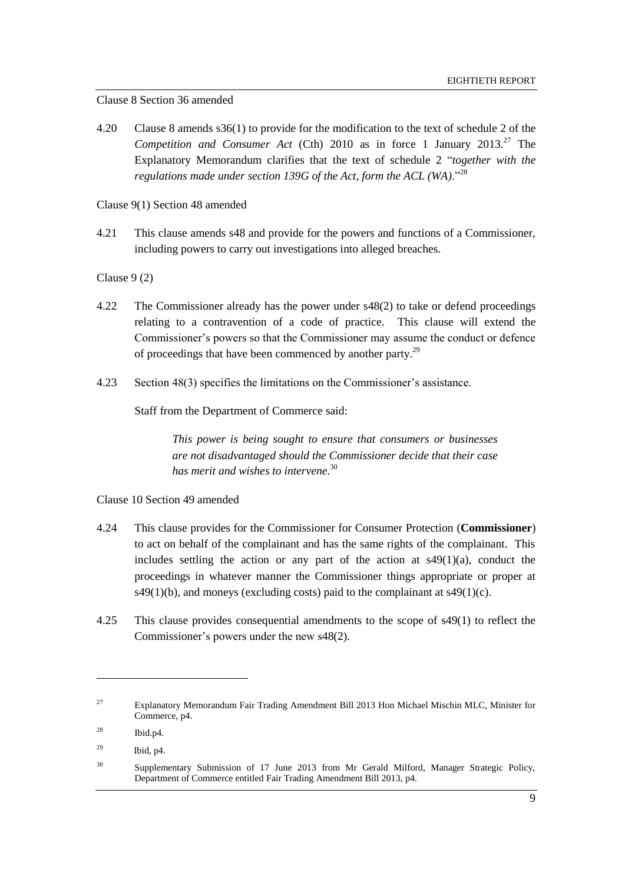Clause 8 Section 36 amended

4.20 Clause 8 amends s36(1) to provide for the modification to the text of schedule 2 of the *Competition and Consumer Act* (Cth) 2010 as in force 1 January 2013.[27] The Explanatory Memorandum clarifies that the text of schedule 2 "*together with the regulations made under section 139G of the Act, form the ACL (WA)*."[28]

Clause 9(1) Section 48 amended

4.21 This clause amends s48 and provide for the powers and functions of a Commissioner, including powers to carry out investigations into alleged breaches.

Clause 9 (2)

4.22 The Commissioner already has the power under s48(2) to take or defend proceedings relating to a contravention of a code of practice. This clause will extend the Commissioner's powers so that the Commissioner may assume the conduct or defence of proceedings that have been commenced by another party.[29]

4.23 Section 48(3) specifies the limitations on the Commissioner's assistance.

Staff from the Department of Commerce said:

> *This power is being sought to ensure that consumers or businesses are not disadvantaged should the Commissioner decide that their case has merit and wishes to intervene.*[30]

Clause 10 Section 49 amended

4.24 This clause provides for the Commissioner for Consumer Protection (**Commissioner**) to act on behalf of the complainant and has the same rights of the complainant. This includes settling the action or any part of the action at s49(1)(a), conduct the proceedings in whatever manner the Commissioner things appropriate or proper at s49(1)(b), and moneys (excluding costs) paid to the complainant at s49(1)(c).

4.25 This clause provides consequential amendments to the scope of s49(1) to reflect the Commissioner's powers under the new s48(2).

---

[27] Explanatory Memorandum Fair Trading Amendment Bill 2013 Hon Michael Mischin MLC, Minister for Commerce, p4.

[28] Ibid.p4.

[29] Ibid, p4.

[30] Supplementary Submission of 17 June 2013 from Mr Gerald Milford, Manager Strategic Policy, Department of Commerce entitled Fair Trading Amendment Bill 2013, p4.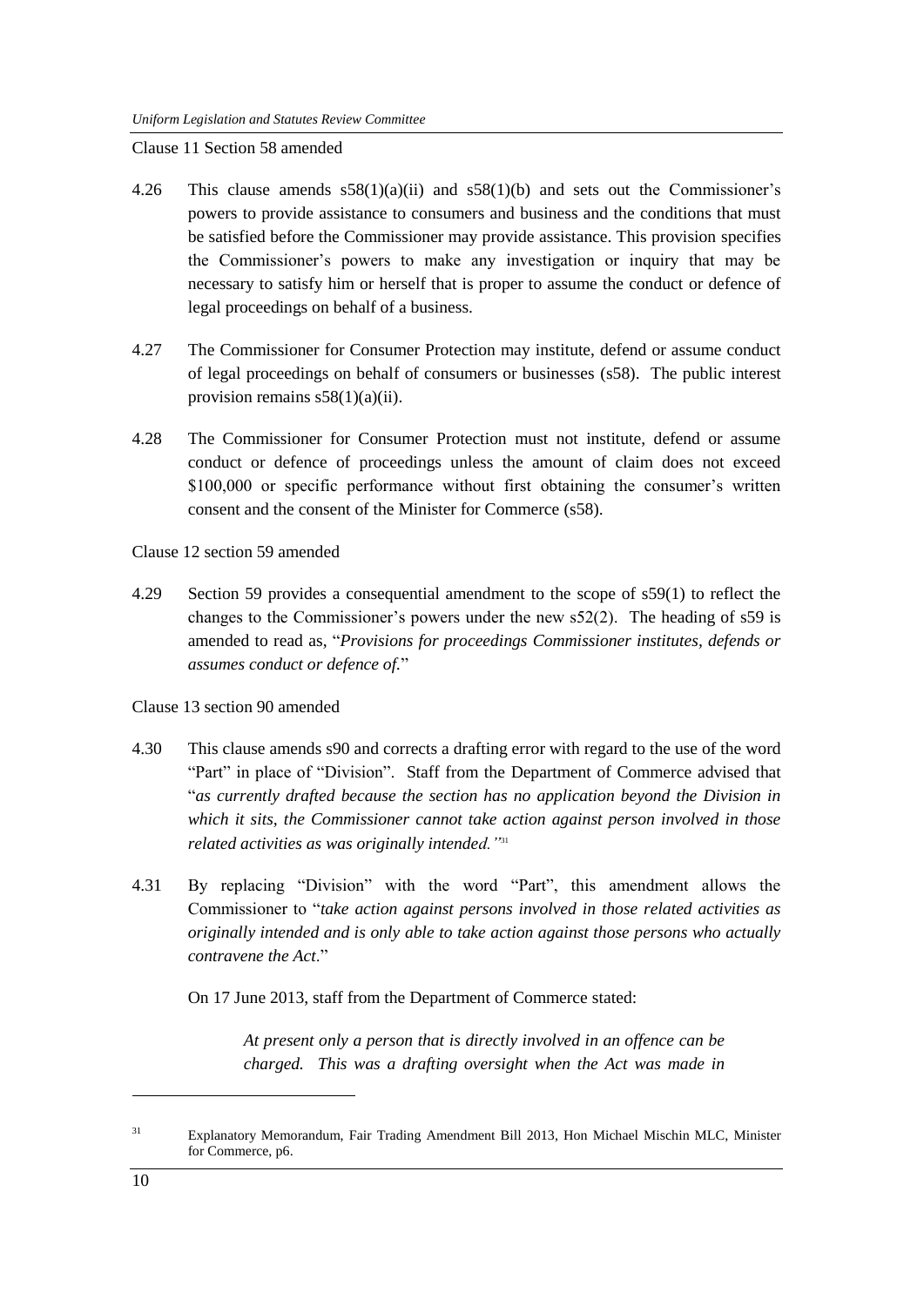Clause 11 Section 58 amended

4.26 This clause amends s58(1)(a)(ii) and s58(1)(b) and sets out the Commissioner's powers to provide assistance to consumers and business and the conditions that must be satisfied before the Commissioner may provide assistance. This provision specifies the Commissioner's powers to make any investigation or inquiry that may be necessary to satisfy him or herself that is proper to assume the conduct or defence of legal proceedings on behalf of a business.

4.27 The Commissioner for Consumer Protection may institute, defend or assume conduct of legal proceedings on behalf of consumers or businesses (s58). The public interest provision remains s58(1)(a)(ii).

4.28 The Commissioner for Consumer Protection must not institute, defend or assume conduct or defence of proceedings unless the amount of claim does not exceed \$100,000 or specific performance without first obtaining the consumer's written consent and the consent of the Minister for Commerce (s58).

Clause 12 section 59 amended

4.29 Section 59 provides a consequential amendment to the scope of s59(1) to reflect the changes to the Commissioner's powers under the new s52(2). The heading of s59 is amended to read as, "*Provisions for proceedings Commissioner institutes, defends or assumes conduct or defence of.*"

Clause 13 section 90 amended

4.30 This clause amends s90 and corrects a drafting error with regard to the use of the word "Part" in place of "Division". Staff from the Department of Commerce advised that "*as currently drafted because the section has no application beyond the Division in which it sits, the Commissioner cannot take action against person involved in those related activities as was originally intended.*"[31]

4.31 By replacing "Division" with the word "Part", this amendment allows the Commissioner to "*take action against persons involved in those related activities as originally intended and is only able to take action against those persons who actually contravene the Act*."

On 17 June 2013, staff from the Department of Commerce stated:

> *At present only a person that is directly involved in an offence can be charged. This was a drafting oversight when the Act was made in*

[31] Explanatory Memorandum, Fair Trading Amendment Bill 2013, Hon Michael Mischin MLC, Minister for Commerce, p6.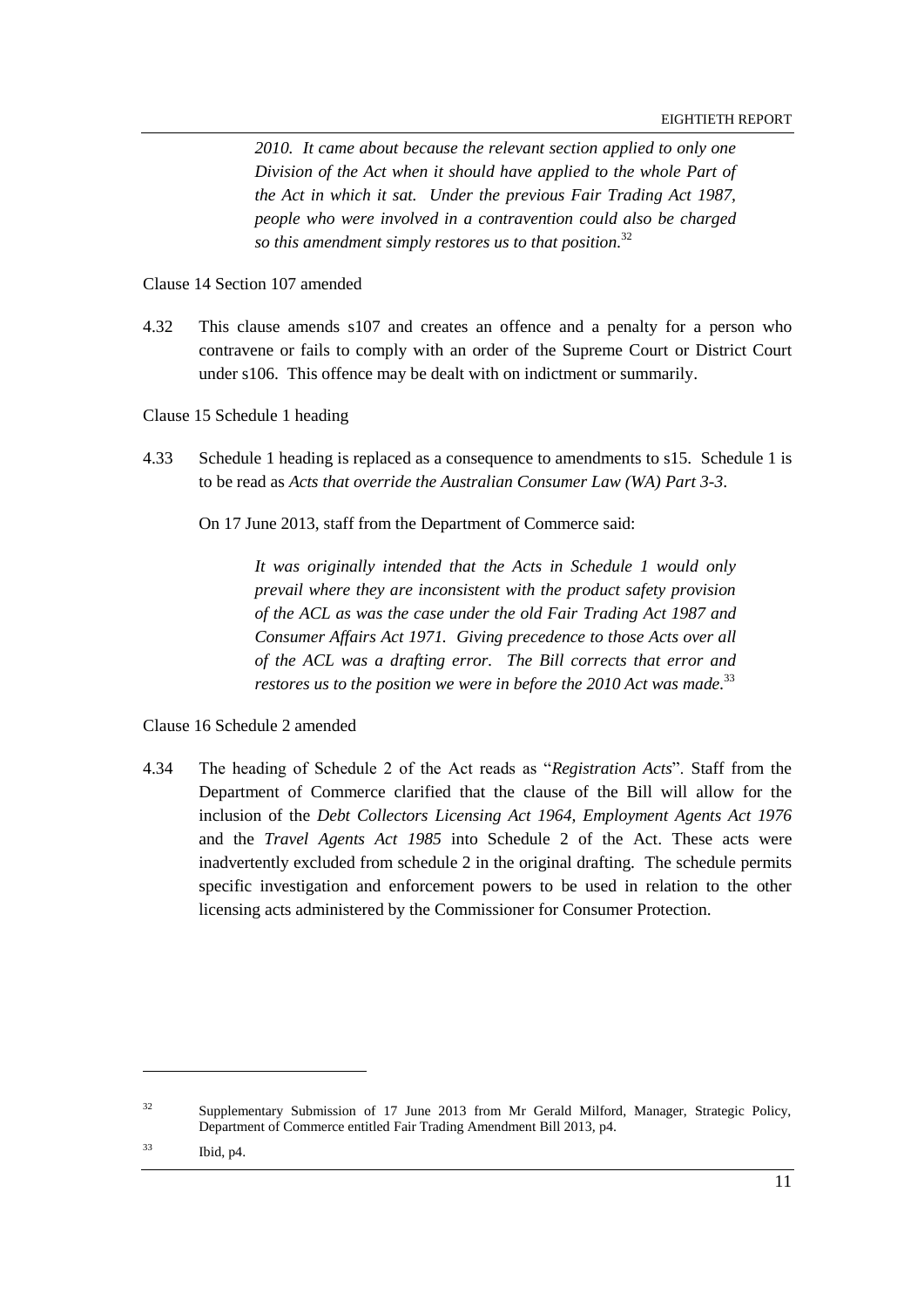> *2010. It came about because the relevant section applied to only one Division of the Act when it should have applied to the whole Part of the Act in which it sat. Under the previous Fair Trading Act 1987, people who were involved in a contravention could also be charged so this amendment simply restores us to that position.*[32]

Clause 14 Section 107 amended

4.32 This clause amends s107 and creates an offence and a penalty for a person who contravene or fails to comply with an order of the Supreme Court or District Court under s106. This offence may be dealt with on indictment or summarily.

Clause 15 Schedule 1 heading

4.33 Schedule 1 heading is replaced as a consequence to amendments to s15. Schedule 1 is to be read as *Acts that override the Australian Consumer Law (WA) Part 3-3*.

On 17 June 2013, staff from the Department of Commerce said:

> *It was originally intended that the Acts in Schedule 1 would only prevail where they are inconsistent with the product safety provision of the ACL as was the case under the old Fair Trading Act 1987 and Consumer Affairs Act 1971. Giving precedence to those Acts over all of the ACL was a drafting error. The Bill corrects that error and restores us to the position we were in before the 2010 Act was made.*[33]

Clause 16 Schedule 2 amended

4.34 The heading of Schedule 2 of the Act reads as "*Registration Acts*". Staff from the Department of Commerce clarified that the clause of the Bill will allow for the inclusion of the *Debt Collectors Licensing Act 1964, Employment Agents Act 1976* and the *Travel Agents Act 1985* into Schedule 2 of the Act. These acts were inadvertently excluded from schedule 2 in the original drafting. The schedule permits specific investigation and enforcement powers to be used in relation to the other licensing acts administered by the Commissioner for Consumer Protection.

---

[32] Supplementary Submission of 17 June 2013 from Mr Gerald Milford, Manager, Strategic Policy, Department of Commerce entitled Fair Trading Amendment Bill 2013, p4.

[33] Ibid, p4.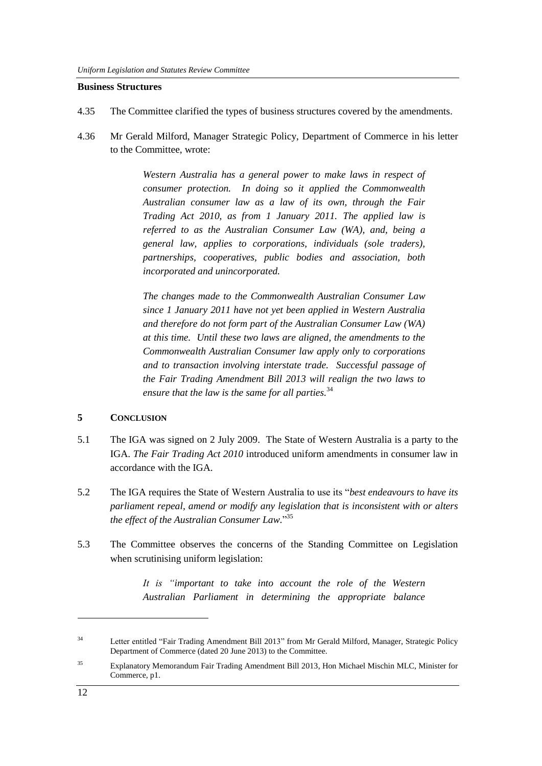**Business Structures**

4.35 The Committee clarified the types of business structures covered by the amendments.

4.36 Mr Gerald Milford, Manager Strategic Policy, Department of Commerce in his letter to the Committee, wrote:

> *Western Australia has a general power to make laws in respect of consumer protection. In doing so it applied the Commonwealth Australian consumer law as a law of its own, through the Fair Trading Act 2010, as from 1 January 2011. The applied law is referred to as the Australian Consumer Law (WA), and, being a general law, applies to corporations, individuals (sole traders), partnerships, cooperatives, public bodies and association, both incorporated and unincorporated.*
>
> *The changes made to the Commonwealth Australian Consumer Law since 1 January 2011 have not yet been applied in Western Australia and therefore do not form part of the Australian Consumer Law (WA) at this time. Until these two laws are aligned, the amendments to the Commonwealth Australian Consumer law apply only to corporations and to transaction involving interstate trade. Successful passage of the Fair Trading Amendment Bill 2013 will realign the two laws to ensure that the law is the same for all parties.*[34]

## 5 CONCLUSION

5.1 The IGA was signed on 2 July 2009. The State of Western Australia is a party to the IGA. *The Fair Trading Act 2010* introduced uniform amendments in consumer law in accordance with the IGA.

5.2 The IGA requires the State of Western Australia to use its "*best endeavours to have its parliament repeal, amend or modify any legislation that is inconsistent with or alters the effect of the Australian Consumer Law.*"[35]

5.3 The Committee observes the concerns of the Standing Committee on Legislation when scrutinising uniform legislation:

> *It is "important to take into account the role of the Western Australian Parliament in determining the appropriate balance*

---

[34] Letter entitled "Fair Trading Amendment Bill 2013" from Mr Gerald Milford, Manager, Strategic Policy Department of Commerce (dated 20 June 2013) to the Committee.

[35] Explanatory Memorandum Fair Trading Amendment Bill 2013, Hon Michael Mischin MLC, Minister for Commerce, p1.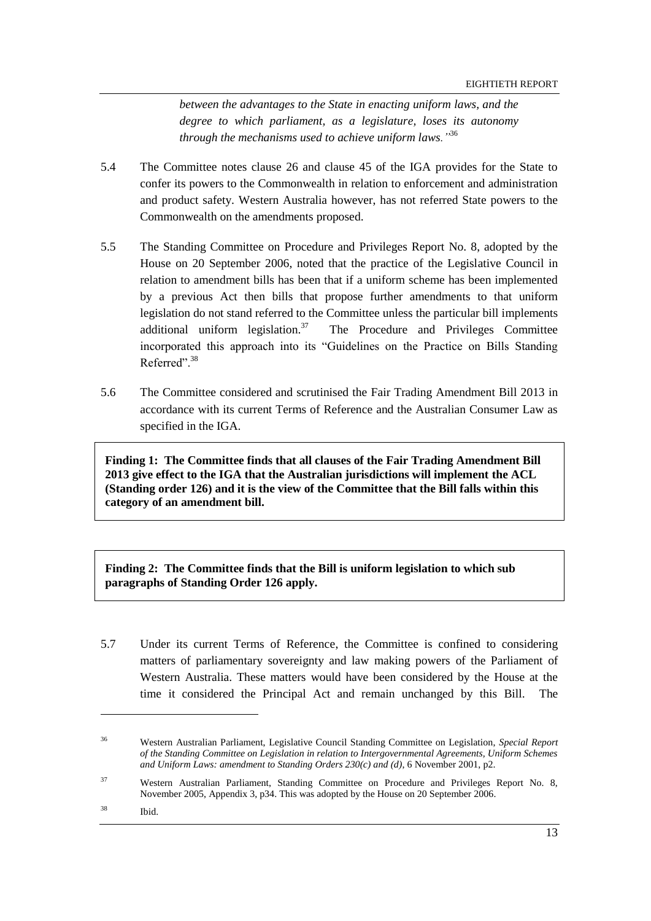*between the advantages to the State in enacting uniform laws, and the degree to which parliament, as a legislature, loses its autonomy through the mechanisms used to achieve uniform laws."*[36]

5.4 The Committee notes clause 26 and clause 45 of the IGA provides for the State to confer its powers to the Commonwealth in relation to enforcement and administration and product safety. Western Australia however, has not referred State powers to the Commonwealth on the amendments proposed.

5.5 The Standing Committee on Procedure and Privileges Report No. 8, adopted by the House on 20 September 2006, noted that the practice of the Legislative Council in relation to amendment bills has been that if a uniform scheme has been implemented by a previous Act then bills that propose further amendments to that uniform legislation do not stand referred to the Committee unless the particular bill implements additional uniform legislation.[37] The Procedure and Privileges Committee incorporated this approach into its "Guidelines on the Practice on Bills Standing Referred".[38]

5.6 The Committee considered and scrutinised the Fair Trading Amendment Bill 2013 in accordance with its current Terms of Reference and the Australian Consumer Law as specified in the IGA.

**Finding 1: The Committee finds that all clauses of the Fair Trading Amendment Bill 2013 give effect to the IGA that the Australian jurisdictions will implement the ACL (Standing order 126) and it is the view of the Committee that the Bill falls within this category of an amendment bill.**

**Finding 2: The Committee finds that the Bill is uniform legislation to which sub paragraphs of Standing Order 126 apply.**

5.7 Under its current Terms of Reference, the Committee is confined to considering matters of parliamentary sovereignty and law making powers of the Parliament of Western Australia. These matters would have been considered by the House at the time it considered the Principal Act and remain unchanged by this Bill. The

---

[36] Western Australian Parliament, Legislative Council Standing Committee on Legislation, *Special Report of the Standing Committee on Legislation in relation to Intergovernmental Agreements, Uniform Schemes and Uniform Laws: amendment to Standing Orders 230(c) and (d)*, 6 November 2001, p2.

[37] Western Australian Parliament, Standing Committee on Procedure and Privileges Report No. 8, November 2005, Appendix 3, p34. This was adopted by the House on 20 September 2006.

[38] Ibid.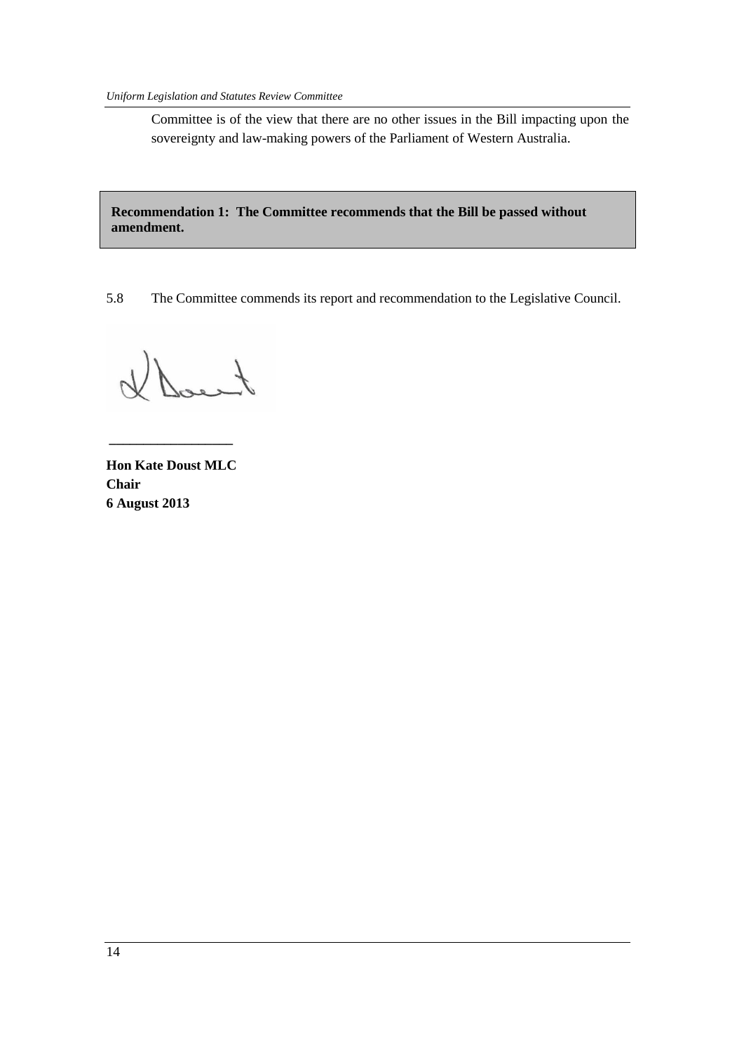Committee is of the view that there are no other issues in the Bill impacting upon the sovereignty and law-making powers of the Parliament of Western Australia.

**Recommendation 1: The Committee recommends that the Bill be passed without amendment.**

5.8 The Committee commends its report and recommendation to the Legislative Council.

**Hon Kate Doust MLC**
**Chair**
**6 August 2013**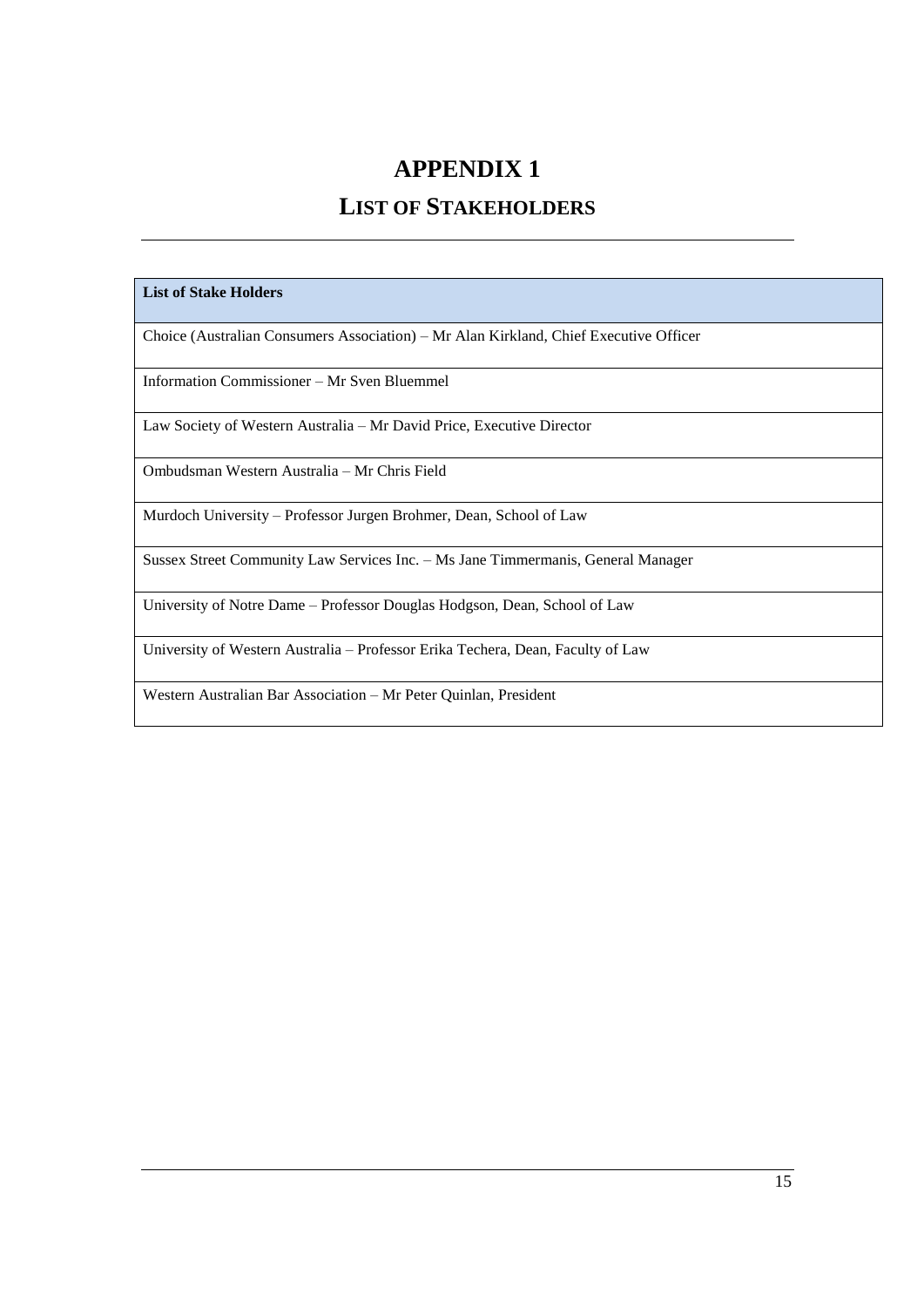# APPENDIX 1

## LIST OF STAKEHOLDERS

| List of Stake Holders |
| --- |
| Choice (Australian Consumers Association) – Mr Alan Kirkland, Chief Executive Officer |
| Information Commissioner – Mr Sven Bluemmel |
| Law Society of Western Australia – Mr David Price, Executive Director |
| Ombudsman Western Australia – Mr Chris Field |
| Murdoch University – Professor Jurgen Brohmer, Dean, School of Law |
| Sussex Street Community Law Services Inc. – Ms Jane Timmermanis, General Manager |
| University of Notre Dame – Professor Douglas Hodgson, Dean, School of Law |
| University of Western Australia – Professor Erika Techera, Dean, Faculty of Law |
| Western Australian Bar Association – Mr Peter Quinlan, President |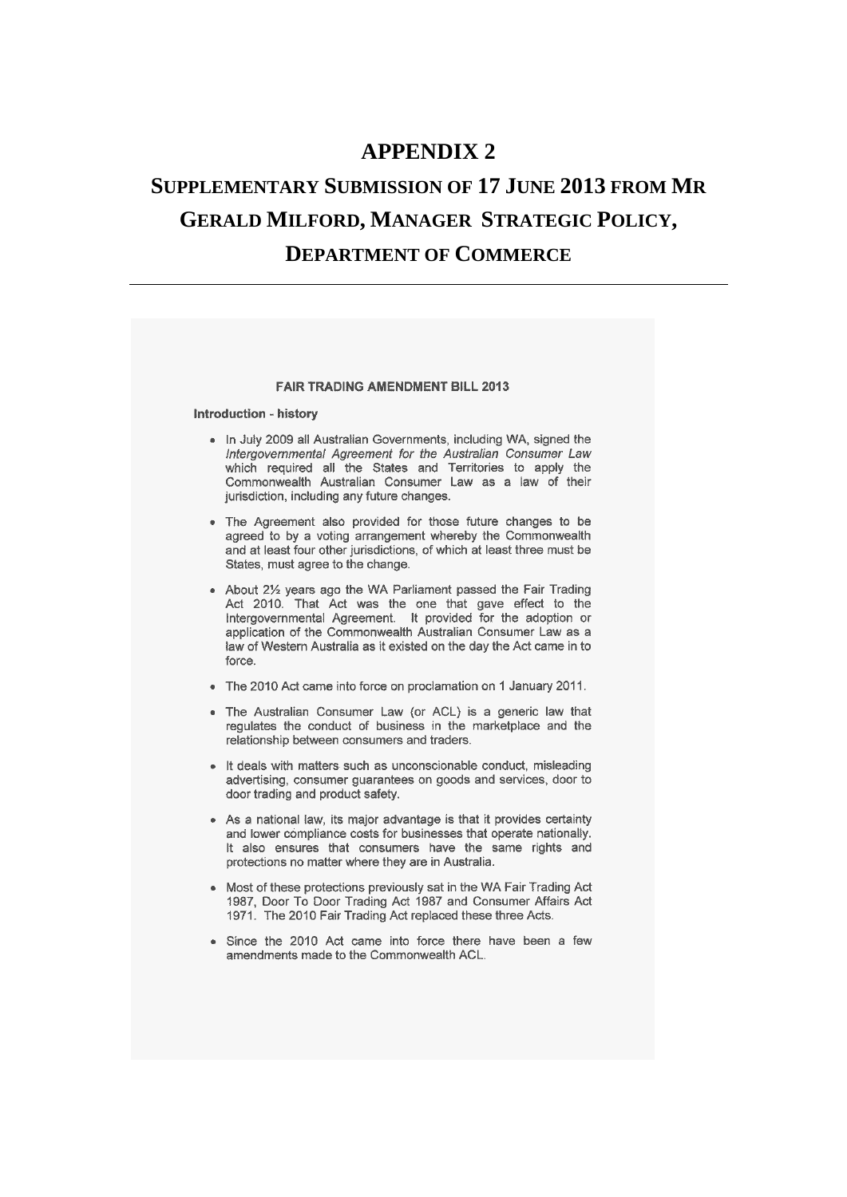# APPENDIX 2

# SUPPLEMENTARY SUBMISSION OF 17 JUNE 2013 FROM MR GERALD MILFORD, MANAGER STRATEGIC POLICY, DEPARTMENT OF COMMERCE

---

**FAIR TRADING AMENDMENT BILL 2013**

**Introduction - history**

- In July 2009 all Australian Governments, including WA, signed the *Intergovernmental Agreement for the Australian Consumer Law* which required all the States and Territories to apply the Commonwealth Australian Consumer Law as a law of their jurisdiction, including any future changes.
- The Agreement also provided for those future changes to be agreed to by a voting arrangement whereby the Commonwealth and at least four other jurisdictions, of which at least three must be States, must agree to the change.
- About 2½ years ago the WA Parliament passed the Fair Trading Act 2010. That Act was the one that gave effect to the Intergovernmental Agreement. It provided for the adoption or application of the Commonwealth Australian Consumer Law as a law of Western Australia as it existed on the day the Act came in to force.
- The 2010 Act came into force on proclamation on 1 January 2011.
- The Australian Consumer Law (or ACL) is a generic law that regulates the conduct of business in the marketplace and the relationship between consumers and traders.
- It deals with matters such as unconscionable conduct, misleading advertising, consumer guarantees on goods and services, door to door trading and product safety.
- As a national law, its major advantage is that it provides certainty and lower compliance costs for businesses that operate nationally. It also ensures that consumers have the same rights and protections no matter where they are in Australia.
- Most of these protections previously sat in the WA Fair Trading Act 1987, Door To Door Trading Act 1987 and Consumer Affairs Act 1971. The 2010 Fair Trading Act replaced these three Acts.
- Since the 2010 Act came into force there have been a few amendments made to the Commonwealth ACL.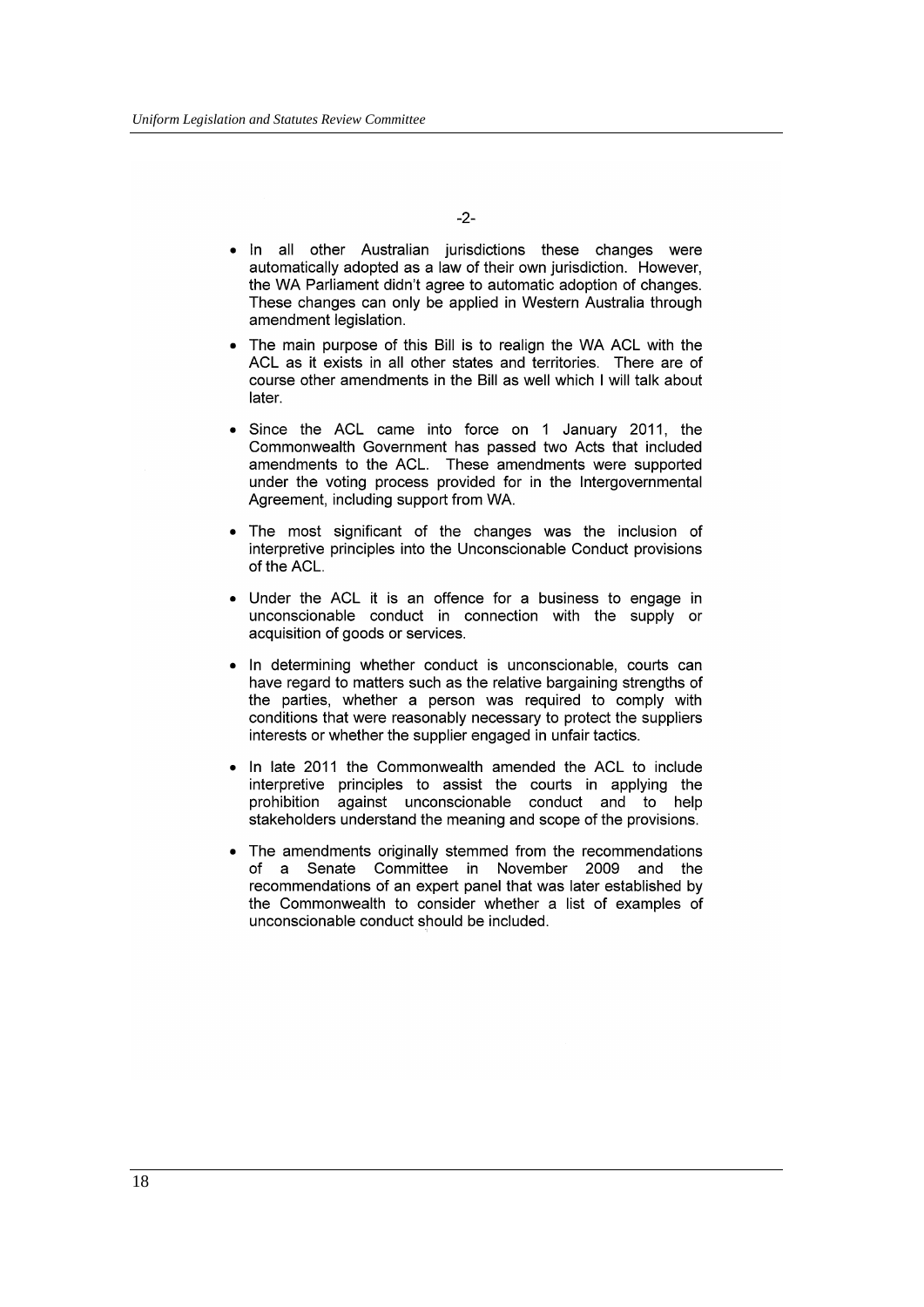-2-

- In all other Australian jurisdictions these changes were automatically adopted as a law of their own jurisdiction. However, the WA Parliament didn't agree to automatic adoption of changes. These changes can only be applied in Western Australia through amendment legislation.
- The main purpose of this Bill is to realign the WA ACL with the ACL as it exists in all other states and territories. There are of course other amendments in the Bill as well which I will talk about later.
- Since the ACL came into force on 1 January 2011, the Commonwealth Government has passed two Acts that included amendments to the ACL. These amendments were supported under the voting process provided for in the Intergovernmental Agreement, including support from WA.
- The most significant of the changes was the inclusion of interpretive principles into the Unconscionable Conduct provisions of the ACL.
- Under the ACL it is an offence for a business to engage in unconscionable conduct in connection with the supply or acquisition of goods or services.
- In determining whether conduct is unconscionable, courts can have regard to matters such as the relative bargaining strengths of the parties, whether a person was required to comply with conditions that were reasonably necessary to protect the suppliers interests or whether the supplier engaged in unfair tactics.
- In late 2011 the Commonwealth amended the ACL to include interpretive principles to assist the courts in applying the prohibition against unconscionable conduct and to help stakeholders understand the meaning and scope of the provisions.
- The amendments originally stemmed from the recommendations of a Senate Committee in November 2009 and the recommendations of an expert panel that was later established by the Commonwealth to consider whether a list of examples of unconscionable conduct should be included.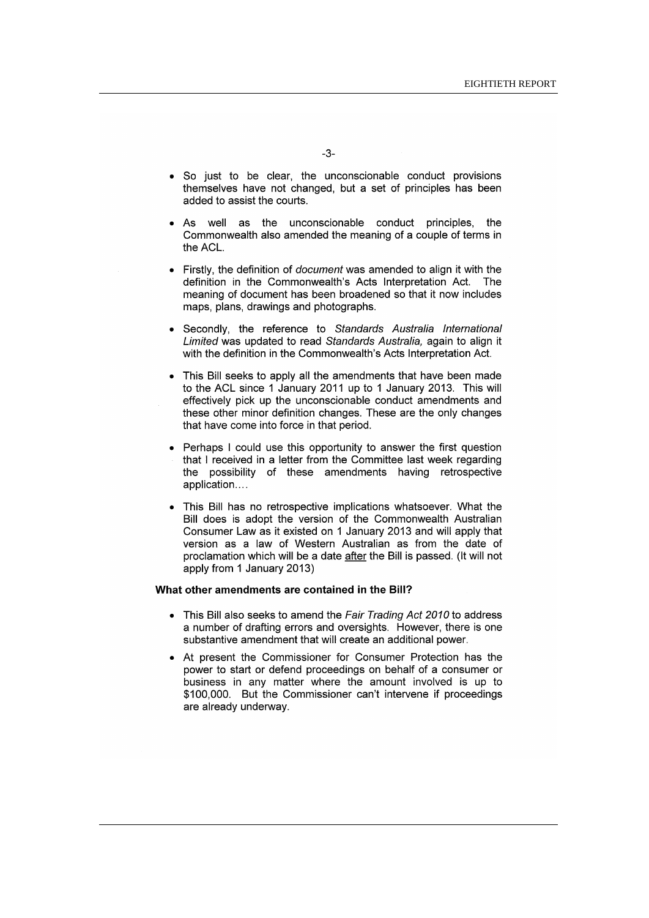- So just to be clear, the unconscionable conduct provisions themselves have not changed, but a set of principles has been added to assist the courts.

- As well as the unconscionable conduct principles, the Commonwealth also amended the meaning of a couple of terms in the ACL.

- Firstly, the definition of *document* was amended to align it with the definition in the Commonwealth's Acts Interpretation Act. The meaning of document has been broadened so that it now includes maps, plans, drawings and photographs.

- Secondly, the reference to *Standards Australia International Limited* was updated to read *Standards Australia,* again to align it with the definition in the Commonwealth's Acts Interpretation Act.

- This Bill seeks to apply all the amendments that have been made to the ACL since 1 January 2011 up to 1 January 2013. This will effectively pick up the unconscionable conduct amendments and these other minor definition changes. These are the only changes that have come into force in that period.

- Perhaps I could use this opportunity to answer the first question that I received in a letter from the Committee last week regarding the possibility of these amendments having retrospective application….

- This Bill has no retrospective implications whatsoever. What the Bill does is adopt the version of the Commonwealth Australian Consumer Law as it existed on 1 January 2013 and will apply that version as a law of Western Australian as from the date of proclamation which will be a date <u>after</u> the Bill is passed. (It will not apply from 1 January 2013)

**What other amendments are contained in the Bill?**

- This Bill also seeks to amend the *Fair Trading Act 2010* to address a number of drafting errors and oversights. However, there is one substantive amendment that will create an additional power.

- At present the Commissioner for Consumer Protection has the power to start or defend proceedings on behalf of a consumer or business in any matter where the amount involved is up to $100,000. But the Commissioner can't intervene if proceedings are already underway.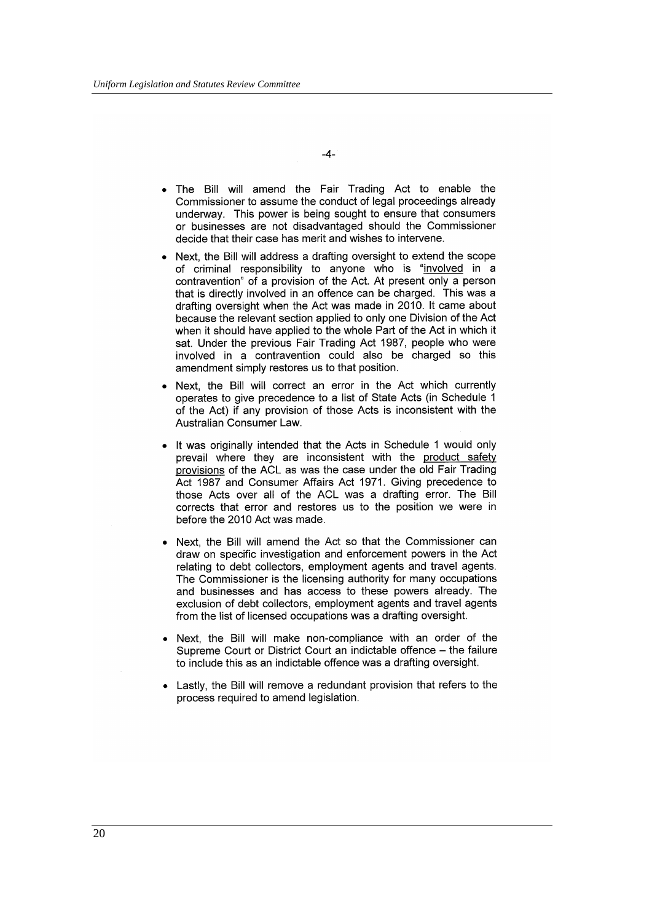-4-

- The Bill will amend the Fair Trading Act to enable the Commissioner to assume the conduct of legal proceedings already underway. This power is being sought to ensure that consumers or businesses are not disadvantaged should the Commissioner decide that their case has merit and wishes to intervene.
- Next, the Bill will address a drafting oversight to extend the scope of criminal responsibility to anyone who is "involved in a contravention" of a provision of the Act. At present only a person that is directly involved in an offence can be charged. This was a drafting oversight when the Act was made in 2010. It came about because the relevant section applied to only one Division of the Act when it should have applied to the whole Part of the Act in which it sat. Under the previous Fair Trading Act 1987, people who were involved in a contravention could also be charged so this amendment simply restores us to that position.
- Next, the Bill will correct an error in the Act which currently operates to give precedence to a list of State Acts (in Schedule 1 of the Act) if any provision of those Acts is inconsistent with the Australian Consumer Law.
- It was originally intended that the Acts in Schedule 1 would only prevail where they are inconsistent with the product safety provisions of the ACL as was the case under the old Fair Trading Act 1987 and Consumer Affairs Act 1971. Giving precedence to those Acts over all of the ACL was a drafting error. The Bill corrects that error and restores us to the position we were in before the 2010 Act was made.
- Next, the Bill will amend the Act so that the Commissioner can draw on specific investigation and enforcement powers in the Act relating to debt collectors, employment agents and travel agents. The Commissioner is the licensing authority for many occupations and businesses and has access to these powers already. The exclusion of debt collectors, employment agents and travel agents from the list of licensed occupations was a drafting oversight.
- Next, the Bill will make non-compliance with an order of the Supreme Court or District Court an indictable offence – the failure to include this as an indictable offence was a drafting oversight.
- Lastly, the Bill will remove a redundant provision that refers to the process required to amend legislation.